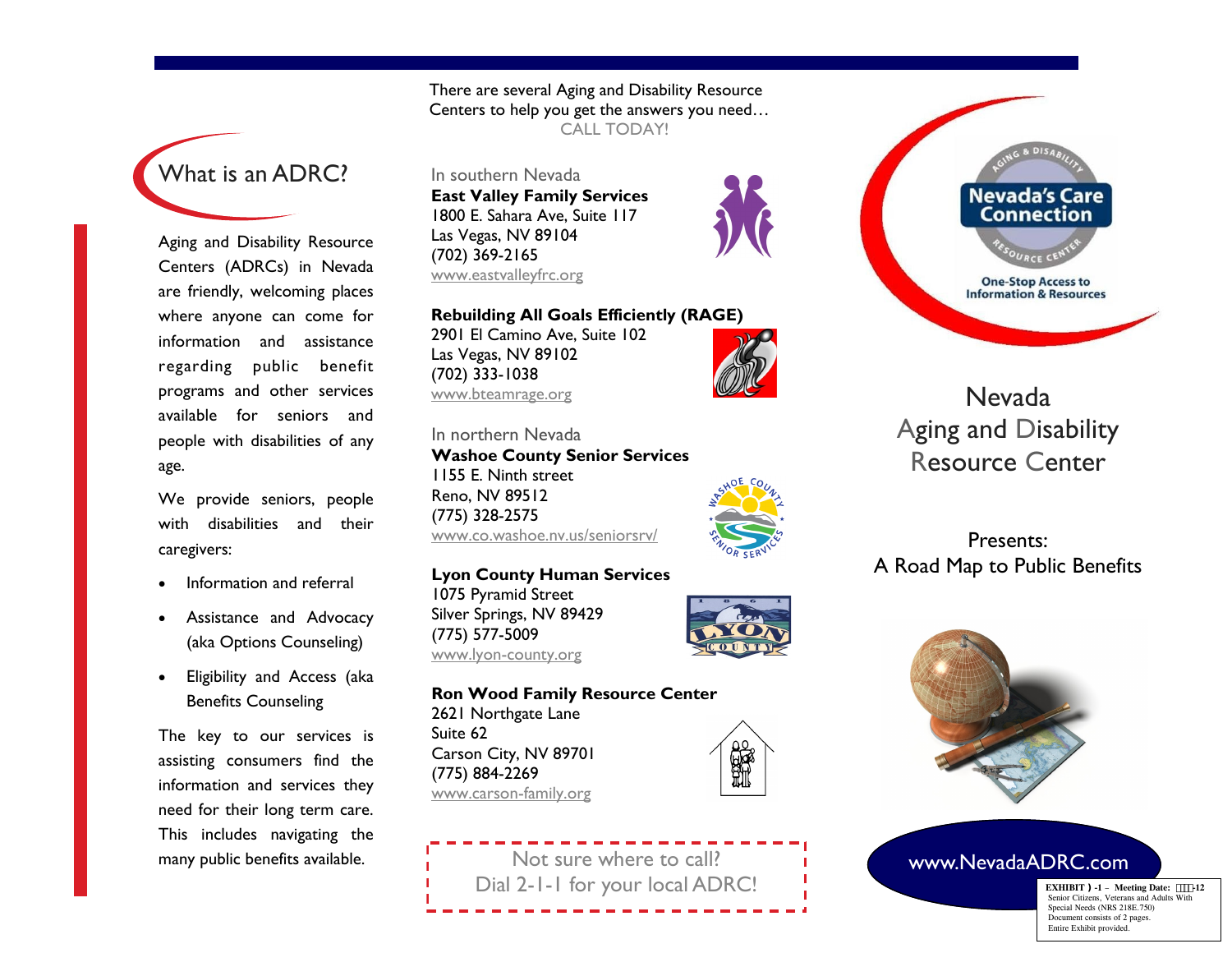# What is an ADRC?

Aging and Disability Resource Centers (ADRCs) in Nevada are friendly, welcoming places where anyone can come for information and assistance regarding public benefit programs and other services available for seniors and people with disabilities of any age.

We provide seniors, people with disabilities and their caregivers:

- Information and referral
- Assistance and Advocacy (aka Options Counseling)
- Eligibility and Access (aka Benefits Counseling

The key to our services is assisting consumers find the information and services they need for their long term care. This includes navigating the many public benefits available.

There are several Aging and Disability Resource Centers to help you get the answers you need…
CALL TODAY!

In southern Nevada

**East Valley Family Services**
1800 E. Sahara Ave, Suite 117
Las Vegas, NV 89104
(702) 369-2165
www.eastvalleyfrc.org

**Rebuilding All Goals Efficiently (RAGE)**
2901 El Camino Ave, Suite 102
Las Vegas, NV 89102
(702) 333-1038
www.bteamrage.org

In northern Nevada

**Washoe County Senior Services**
1155 E. Ninth street
Reno, NV 89512
(775) 328-2575
www.co.washoe.nv.us/seniorsrv/

**Lyon County Human Services**
1075 Pyramid Street
Silver Springs, NV 89429
(775) 577-5009
www.lyon-county.org

**Ron Wood Family Resource Center**
2621 Northgate Lane
Suite 62
Carson City, NV 89701
(775) 884-2269
www.carson-family.org

Not sure where to call?
Dial 2-1-1 for your local ADRC!

Aging & Disability Resource Center
Nevada's Care Connection
One-Stop Access to Information & Resources

# Nevada Aging and Disability Resource Center

Presents:
A Road Map to Public Benefits

www.NevadaADRC.com

EXHIBIT ) -1 – Meeting Date: -12
Senior Citizens, Veterans and Adults With Special Needs (NRS 218E.750)
Document consists of 2 pages.
Entire Exhibit provided.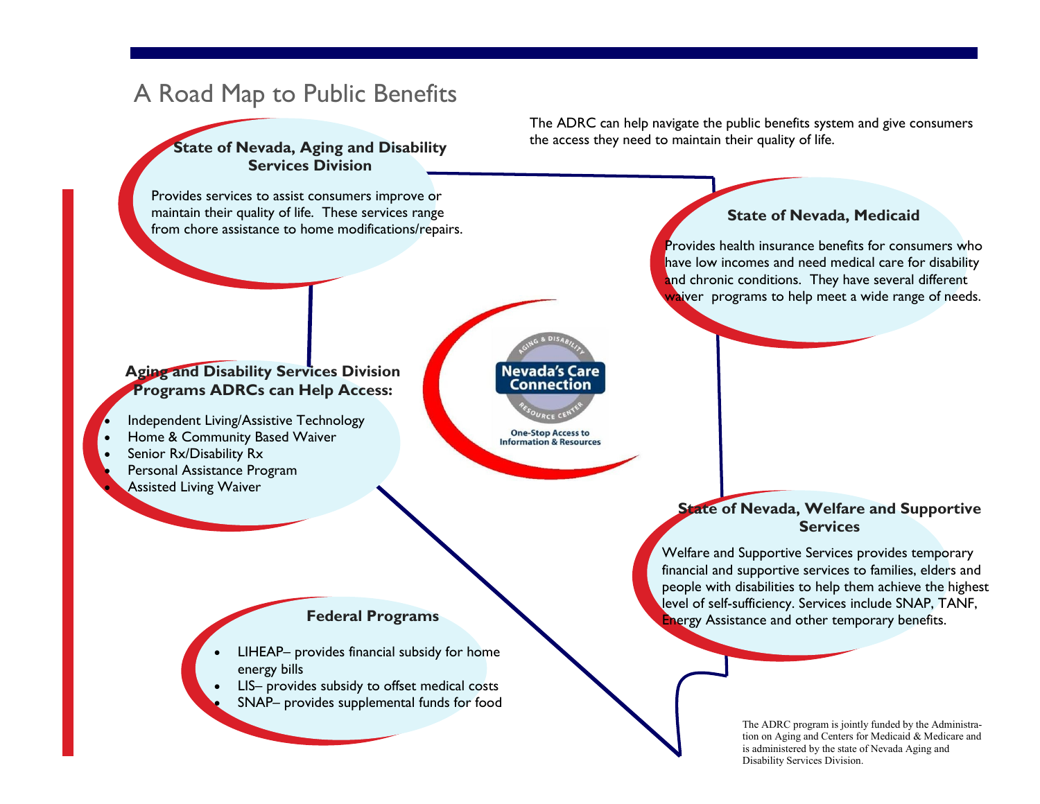# A Road Map to Public Benefits

The ADRC can help navigate the public benefits system and give consumers the access they need to maintain their quality of life.

### State of Nevada, Aging and Disability Services Division

Provides services to assist consumers improve or maintain their quality of life. These services range from chore assistance to home modifications/repairs.

### State of Nevada, Medicaid

Provides health insurance benefits for consumers who have low incomes and need medical care for disability and chronic conditions. They have several different waiver programs to help meet a wide range of needs.

### Aging and Disability Services Division Programs ADRCs can Help Access:

- Independent Living/Assistive Technology
- Home & Community Based Waiver
- Senior Rx/Disability Rx
- Personal Assistance Program
- Assisted Living Waiver

Nevada's Care Connection

Aging & Disability Resource Center

One-Stop Access to Information & Resources

### State of Nevada, Welfare and Supportive Services

Welfare and Supportive Services provides temporary financial and supportive services to families, elders and people with disabilities to help them achieve the highest level of self-sufficiency. Services include SNAP, TANF, Energy Assistance and other temporary benefits.

### Federal Programs

- LIHEAP– provides financial subsidy for home energy bills
- LIS– provides subsidy to offset medical costs
- SNAP– provides supplemental funds for food

The ADRC program is jointly funded by the Administration on Aging and Centers for Medicaid & Medicare and is administered by the state of Nevada Aging and Disability Services Division.